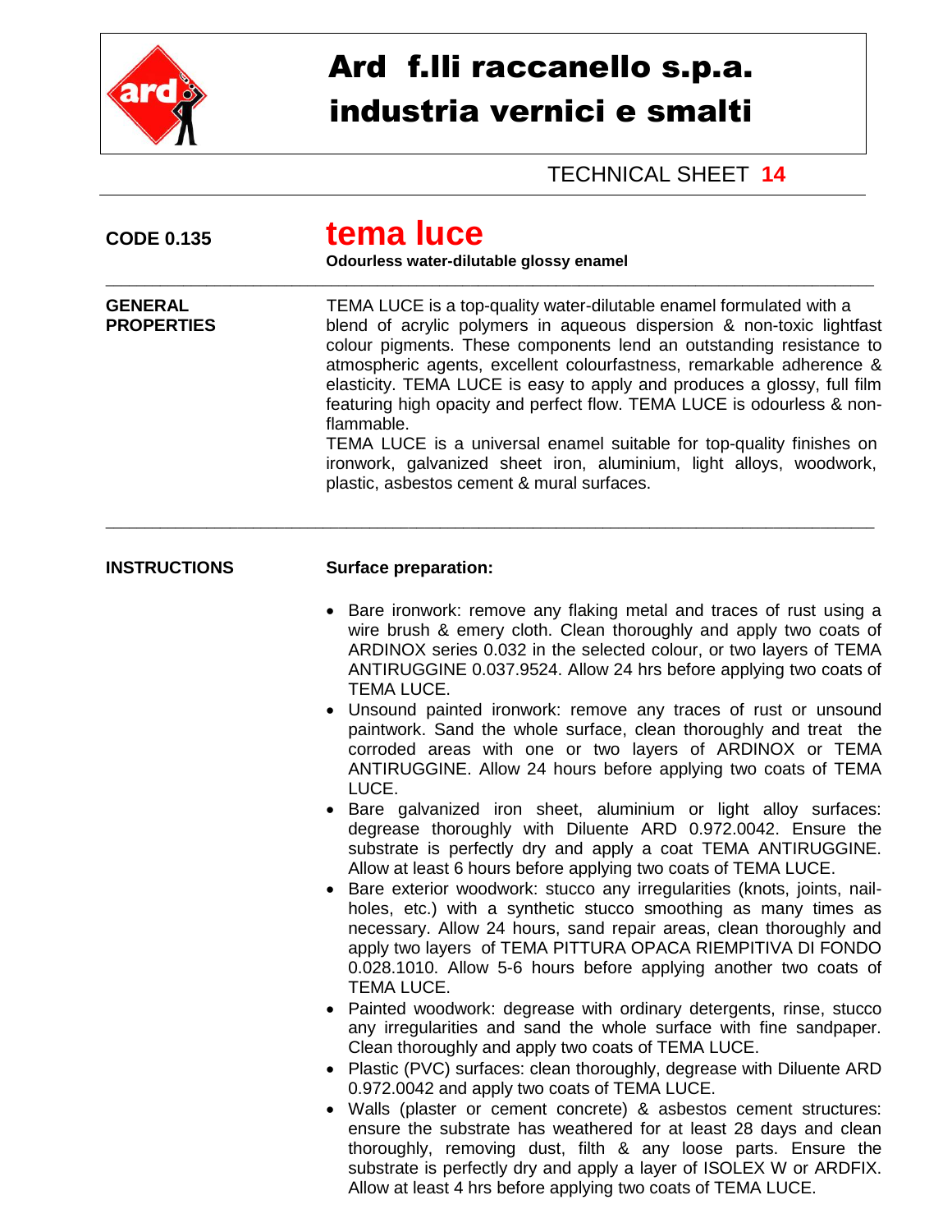# Ard f.lli raccanello s.p.a.
# industria vernici e smalti

TECHNICAL SHEET **14**

**CODE 0.135**

## tema luce

**Odourless water-dilutable glossy enamel**

---

**GENERAL PROPERTIES**

TEMA LUCE is a top-quality water-dilutable enamel formulated with a blend of acrylic polymers in aqueous dispersion & non-toxic lightfast colour pigments. These components lend an outstanding resistance to atmospheric agents, excellent colourfastness, remarkable adherence & elasticity. TEMA LUCE is easy to apply and produces a glossy, full film featuring high opacity and perfect flow. TEMA LUCE is odourless & non-flammable.
TEMA LUCE is a universal enamel suitable for top-quality finishes on ironwork, galvanized sheet iron, aluminium, light alloys, woodwork, plastic, asbestos cement & mural surfaces.

---

**INSTRUCTIONS**

**Surface preparation:**

- Bare ironwork: remove any flaking metal and traces of rust using a wire brush & emery cloth. Clean thoroughly and apply two coats of ARDINOX series 0.032 in the selected colour, or two layers of TEMA ANTIRUGGINE 0.037.9524. Allow 24 hrs before applying two coats of TEMA LUCE.
- Unsound painted ironwork: remove any traces of rust or unsound paintwork. Sand the whole surface, clean thoroughly and treat the corroded areas with one or two layers of ARDINOX or TEMA ANTIRUGGINE. Allow 24 hours before applying two coats of TEMA LUCE.
- Bare galvanized iron sheet, aluminium or light alloy surfaces: degrease thoroughly with Diluente ARD 0.972.0042. Ensure the substrate is perfectly dry and apply a coat TEMA ANTIRUGGINE. Allow at least 6 hours before applying two coats of TEMA LUCE.
- Bare exterior woodwork: stucco any irregularities (knots, joints, nail-holes, etc.) with a synthetic stucco smoothing as many times as necessary. Allow 24 hours, sand repair areas, clean thoroughly and apply two layers of TEMA PITTURA OPACA RIEMPITIVA DI FONDO 0.028.1010. Allow 5-6 hours before applying another two coats of TEMA LUCE.
- Painted woodwork: degrease with ordinary detergents, rinse, stucco any irregularities and sand the whole surface with fine sandpaper. Clean thoroughly and apply two coats of TEMA LUCE.
- Plastic (PVC) surfaces: clean thoroughly, degrease with Diluente ARD 0.972.0042 and apply two coats of TEMA LUCE.
- Walls (plaster or cement concrete) & asbestos cement structures: ensure the substrate has weathered for at least 28 days and clean thoroughly, removing dust, filth & any loose parts. Ensure the substrate is perfectly dry and apply a layer of ISOLEX W or ARDFIX. Allow at least 4 hrs before applying two coats of TEMA LUCE.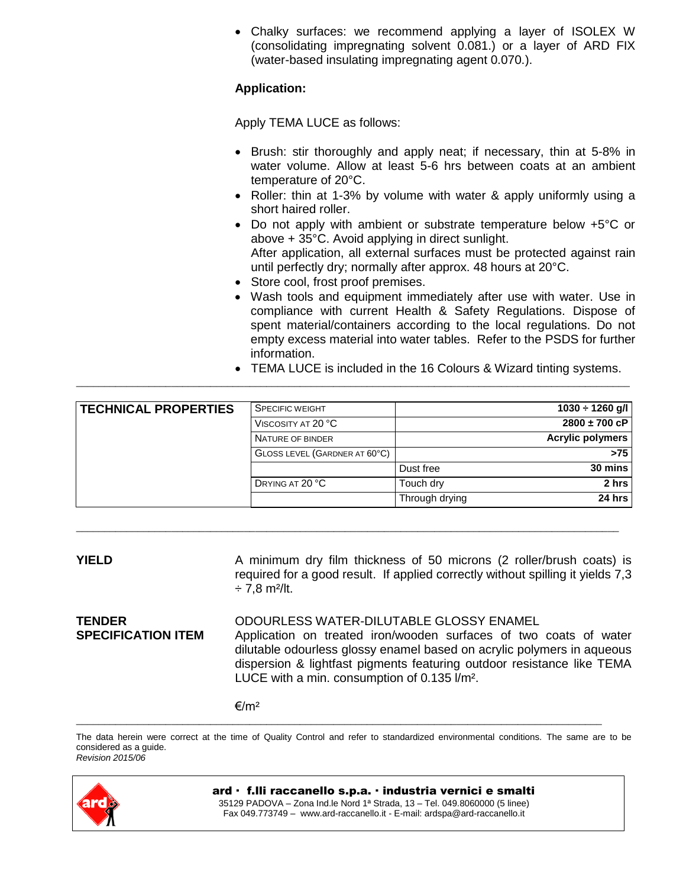- Chalky surfaces: we recommend applying a layer of ISOLEX W (consolidating impregnating solvent 0.081.) or a layer of ARD FIX (water-based insulating impregnating agent 0.070.).

**Application:**

Apply TEMA LUCE as follows:

- Brush: stir thoroughly and apply neat; if necessary, thin at 5-8% in water volume. Allow at least 5-6 hrs between coats at an ambient temperature of 20°C.
- Roller: thin at 1-3% by volume with water & apply uniformly using a short haired roller.
- Do not apply with ambient or substrate temperature below +5°C or above + 35°C. Avoid applying in direct sunlight.
  After application, all external surfaces must be protected against rain until perfectly dry; normally after approx. 48 hours at 20°C.
- Store cool, frost proof premises.
- Wash tools and equipment immediately after use with water. Use in compliance with current Health & Safety Regulations. Dispose of spent material/containers according to the local regulations. Do not empty excess material into water tables. Refer to the PSDS for further information.
- TEMA LUCE is included in the 16 Colours & Wizard tinting systems.

| | | | |
|---|---|---|---|
| **TECHNICAL PROPERTIES** | SPECIFIC WEIGHT | | **1030 ÷ 1260 g/l** |
| | VISCOSITY AT 20 °C | | **2800 ± 700 cP** |
| | NATURE OF BINDER | | **Acrylic polymers** |
| | GLOSS LEVEL (GARDNER AT 60°C) | | **>75** |
| | | Dust free | **30 mins** |
| | DRYING AT 20 °C | Touch dry | **2 hrs** |
| | | Through drying | **24 hrs** |

**YIELD**

A minimum dry film thickness of 50 microns (2 roller/brush coats) is required for a good result. If applied correctly without spilling it yields 7,3 ÷ 7,8 m²/lt.

**TENDER SPECIFICATION ITEM**

ODOURLESS WATER-DILUTABLE GLOSSY ENAMEL
Application on treated iron/wooden surfaces of two coats of water dilutable odourless glossy enamel based on acrylic polymers in aqueous dispersion & lightfast pigments featuring outdoor resistance like TEMA LUCE with a min. consumption of 0.135 l/m².

€/m²

The data herein were correct at the time of Quality Control and refer to standardized environmental conditions. The same are to be considered as a guide.
*Revision 2015/06*

**ard · f.lli raccanello s.p.a. · industria vernici e smalti**
35129 PADOVA – Zona Ind.le Nord 1ª Strada, 13 – Tel. 049.8060000 (5 linee)
Fax 049.773749 – www.ard-raccanello.it - E-mail: ardspa@ard-raccanello.it